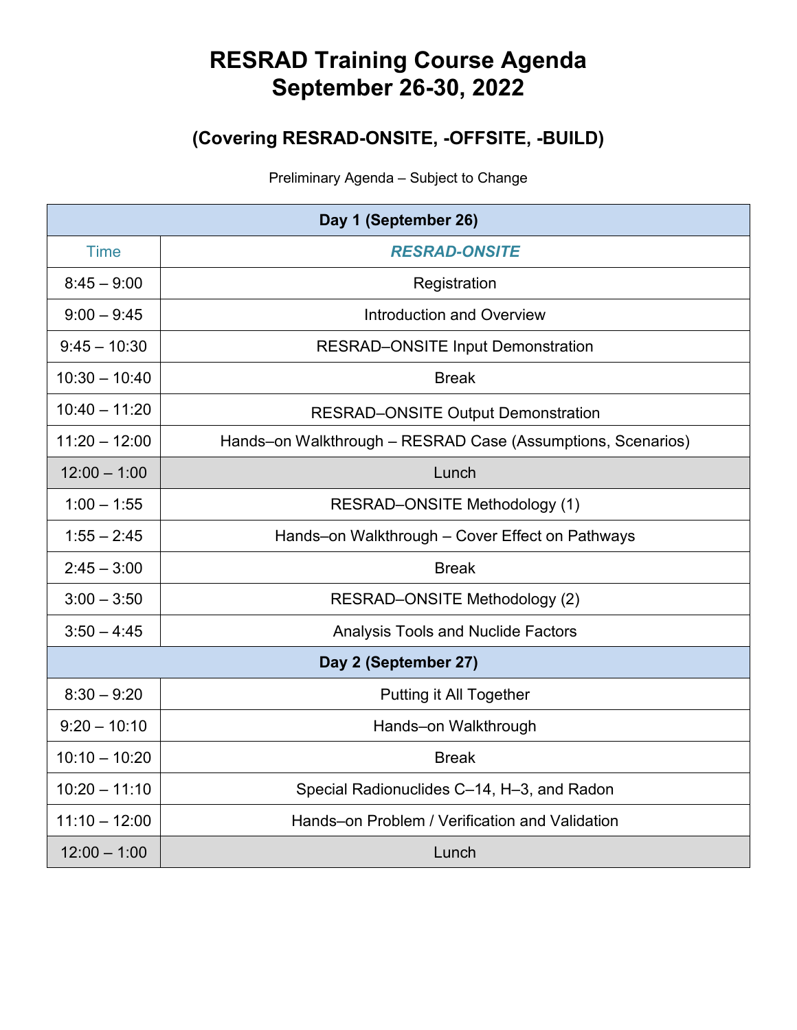# RESRAD Training Course Agenda
# September 26-30, 2022

## (Covering RESRAD-ONSITE, -OFFSITE, -BUILD)

Preliminary Agenda – Subject to Change

| Day 1 (September 26) | |
|---|---|
| Time | ***RESRAD-ONSITE*** |
| 8:45 – 9:00 | Registration |
| 9:00 – 9:45 | Introduction and Overview |
| 9:45 – 10:30 | RESRAD–ONSITE Input Demonstration |
| 10:30 – 10:40 | Break |
| 10:40 – 11:20 | RESRAD–ONSITE Output Demonstration |
| 11:20 – 12:00 | Hands–on Walkthrough – RESRAD Case (Assumptions, Scenarios) |
| 12:00 – 1:00 | Lunch |
| 1:00 – 1:55 | RESRAD–ONSITE Methodology (1) |
| 1:55 – 2:45 | Hands–on Walkthrough – Cover Effect on Pathways |
| 2:45 – 3:00 | Break |
| 3:00 – 3:50 | RESRAD–ONSITE Methodology (2) |
| 3:50 – 4:45 | Analysis Tools and Nuclide Factors |
| **Day 2 (September 27)** | |
| 8:30 – 9:20 | Putting it All Together |
| 9:20 – 10:10 | Hands–on Walkthrough |
| 10:10 – 10:20 | Break |
| 10:20 – 11:10 | Special Radionuclides C–14, H–3, and Radon |
| 11:10 – 12:00 | Hands–on Problem / Verification and Validation |
| 12:00 – 1:00 | Lunch |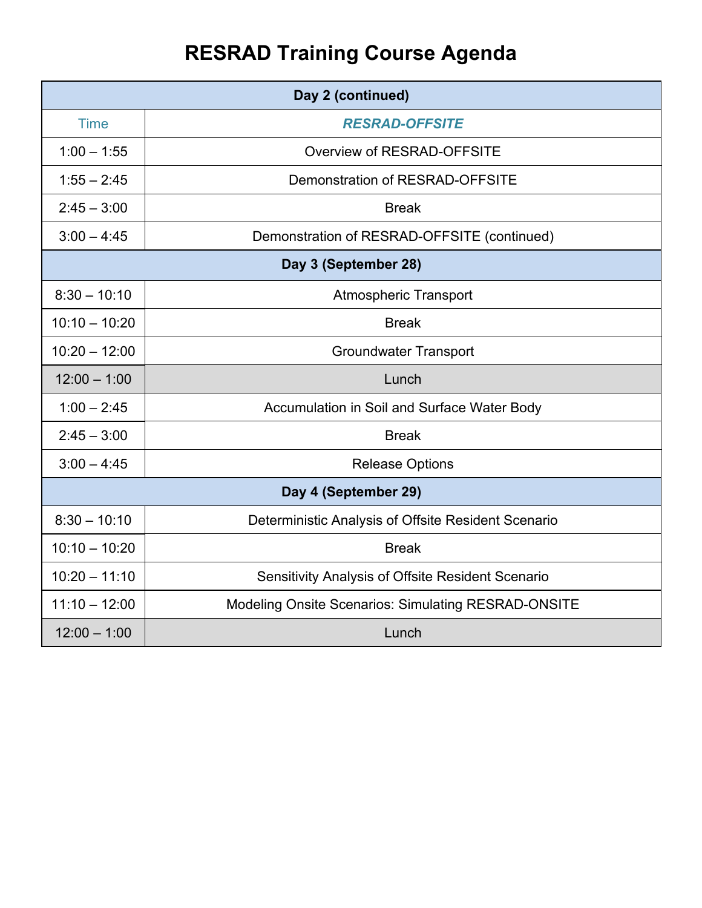# RESRAD Training Course Agenda

| **Day 2 (continued)** | |
|---|---|
| Time | ***RESRAD-OFFSITE*** |
| 1:00 – 1:55 | Overview of RESRAD-OFFSITE |
| 1:55 – 2:45 | Demonstration of RESRAD-OFFSITE |
| 2:45 – 3:00 | Break |
| 3:00 – 4:45 | Demonstration of RESRAD-OFFSITE (continued) |
| **Day 3 (September 28)** | |
| 8:30 – 10:10 | Atmospheric Transport |
| 10:10 – 10:20 | Break |
| 10:20 – 12:00 | Groundwater Transport |
| 12:00 – 1:00 | Lunch |
| 1:00 – 2:45 | Accumulation in Soil and Surface Water Body |
| 2:45 – 3:00 | Break |
| 3:00 – 4:45 | Release Options |
| **Day 4 (September 29)** | |
| 8:30 – 10:10 | Deterministic Analysis of Offsite Resident Scenario |
| 10:10 – 10:20 | Break |
| 10:20 – 11:10 | Sensitivity Analysis of Offsite Resident Scenario |
| 11:10 – 12:00 | Modeling Onsite Scenarios: Simulating RESRAD-ONSITE |
| 12:00 – 1:00 | Lunch |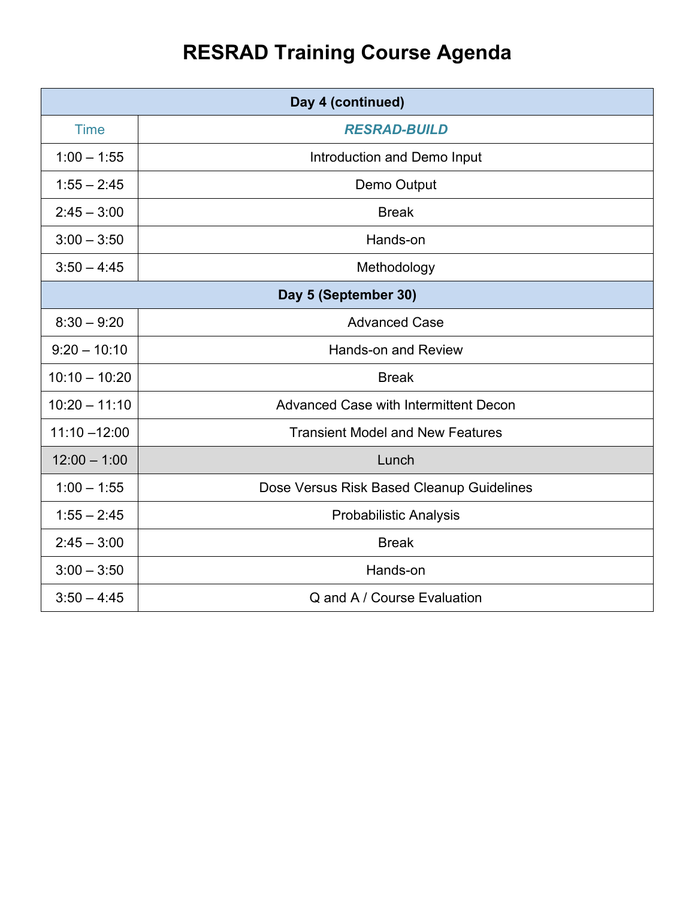# RESRAD Training Course Agenda

| Day 4 (continued) | |
| --- | --- |
| Time | ***RESRAD-BUILD*** |
| 1:00 – 1:55 | Introduction and Demo Input |
| 1:55 – 2:45 | Demo Output |
| 2:45 – 3:00 | Break |
| 3:00 – 3:50 | Hands-on |
| 3:50 – 4:45 | Methodology |
| **Day 5 (September 30)** | |
| 8:30 – 9:20 | Advanced Case |
| 9:20 – 10:10 | Hands-on and Review |
| 10:10 – 10:20 | Break |
| 10:20 – 11:10 | Advanced Case with Intermittent Decon |
| 11:10 –12:00 | Transient Model and New Features |
| 12:00 – 1:00 | Lunch |
| 1:00 – 1:55 | Dose Versus Risk Based Cleanup Guidelines |
| 1:55 – 2:45 | Probabilistic Analysis |
| 2:45 – 3:00 | Break |
| 3:00 – 3:50 | Hands-on |
| 3:50 – 4:45 | Q and A / Course Evaluation |